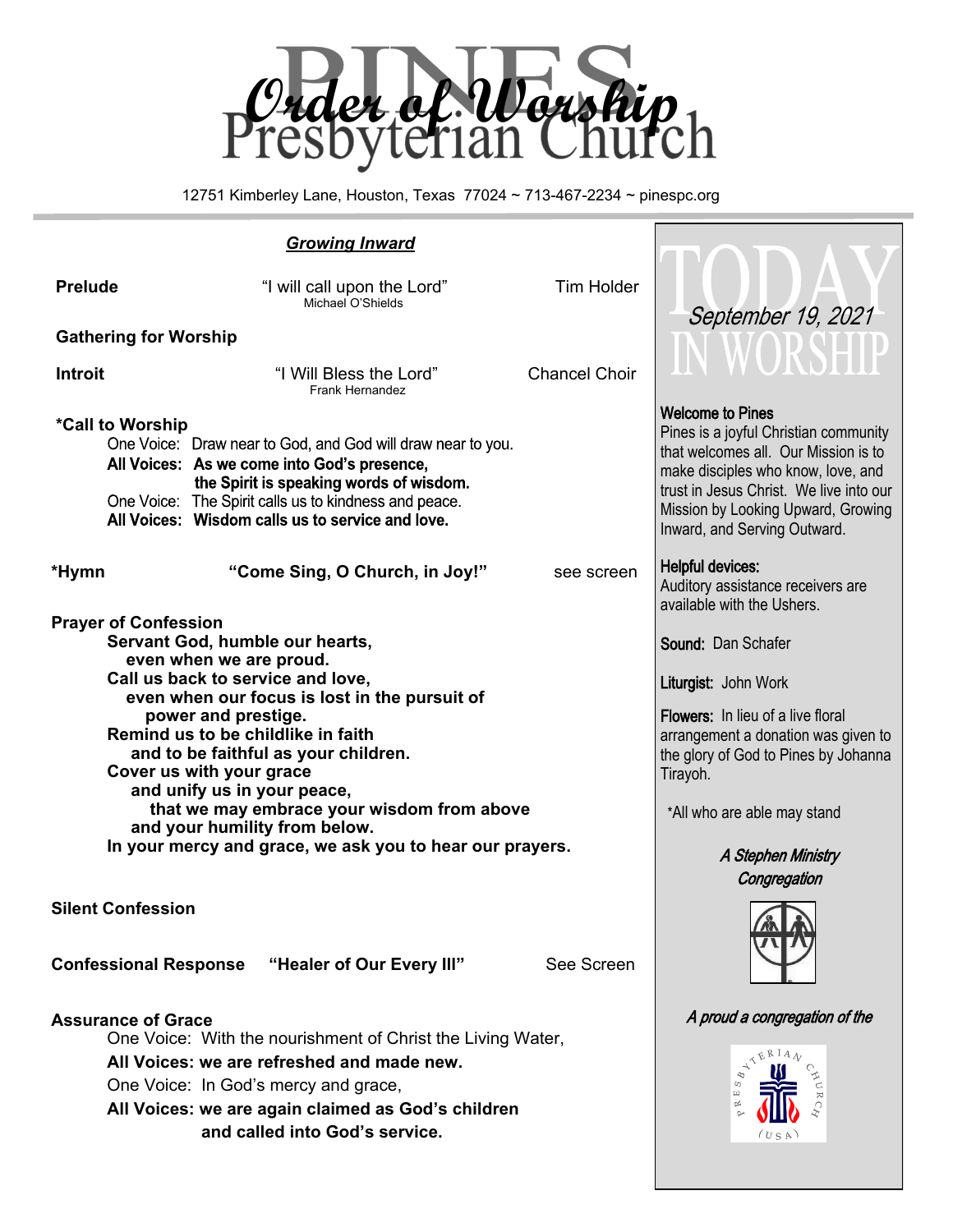# Order of Worship

# Pines Presbyterian Church

12751 Kimberley Lane, Houston, Texas 77024 ~ 713-467-2234 ~ pinespc.org

## ***Growing Inward***

**Prelude** "I will call upon the Lord" Tim Holder
Michael O'Shields

**Gathering for Worship**

**Introit** "I Will Bless the Lord" Chancel Choir
Frank Hernandez

**\*Call to Worship**

One Voice: Draw near to God, and God will draw near to you.
**All Voices: As we come into God's presence,**
**the Spirit is speaking words of wisdom.**
One Voice: The Spirit calls us to kindness and peace.
**All Voices: Wisdom calls us to service and love.**

**\*Hymn** **"Come Sing, O Church, in Joy!"** see screen

**Prayer of Confession**

**Servant God, humble our hearts,**
**even when we are proud.**
**Call us back to service and love,**
**even when our focus is lost in the pursuit of**
**power and prestige.**
**Remind us to be childlike in faith**
**and to be faithful as your children.**
**Cover us with your grace**
**and unify us in your peace,**
**that we may embrace your wisdom from above**
**and your humility from below.**
**In your mercy and grace, we ask you to hear our prayers.**

**Silent Confession**

**Confessional Response** **"Healer of Our Every Ill"** See Screen

**Assurance of Grace**

One Voice: With the nourishment of Christ the Living Water,
**All Voices: we are refreshed and made new.**
One Voice: In God's mercy and grace,
**All Voices: we are again claimed as God's children**
**and called into God's service.**

---

# TODAY IN WORSHIP

*September 19, 2021*

**Welcome to Pines**
Pines is a joyful Christian community that welcomes all. Our Mission is to make disciples who know, love, and trust in Jesus Christ. We live into our Mission by Looking Upward, Growing Inward, and Serving Outward.

**Helpful devices:**
Auditory assistance receivers are available with the Ushers.

**Sound:** Dan Schafer

**Liturgist:** John Work

**Flowers:** In lieu of a live floral arrangement a donation was given to the glory of God to Pines by Johanna Tirayoh.

\*All who are able may stand

*A Stephen Ministry Congregation*

*A proud a congregation of the*

PRESBYTERIAN CHURCH (USA)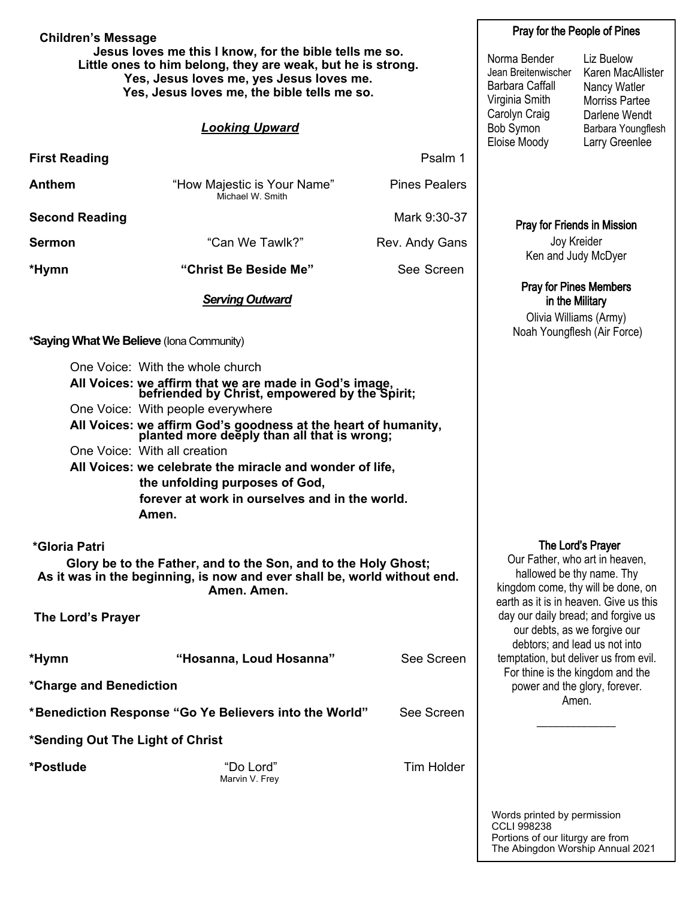**Children's Message**

**Jesus loves me this I know, for the bible tells me so.**
**Little ones to him belong, they are weak, but he is strong.**
**Yes, Jesus loves me, yes Jesus loves me.**
**Yes, Jesus loves me, the bible tells me so.**

## *Looking Upward*

**First Reading** — Psalm 1

**Anthem** — "How Majestic is Your Name" (Michael W. Smith) — Pines Pealers

**Second Reading** — Mark 9:30-37

**Sermon** — "Can We Tawlk?" — Rev. Andy Gans

**\*Hymn** — **"Christ Be Beside Me"** — See Screen

## *Serving Outward*

**\*Saying What We Believe** (Iona Community)

One Voice: With the whole church
**All Voices: we affirm that we are made in God's image, befriended by Christ, empowered by the Spirit;**
One Voice: With people everywhere
**All Voices: we affirm God's goodness at the heart of humanity, planted more deeply than all that is wrong;**
One Voice: With all creation
**All Voices: we celebrate the miracle and wonder of life,**
**the unfolding purposes of God,**
**forever at work in ourselves and in the world.**
**Amen.**

**\*Gloria Patri**

**Glory be to the Father, and to the Son, and to the Holy Ghost;**
**As it was in the beginning, is now and ever shall be, world without end.**
**Amen. Amen.**

**The Lord's Prayer**

**\*Hymn** — **"Hosanna, Loud Hosanna"** — See Screen

**\*Charge and Benediction**

**\*Benediction Response "Go Ye Believers into the World"** — See Screen

**\*Sending Out The Light of Christ**

**\*Postlude** — "Do Lord" (Marvin V. Frey) — Tim Holder

### Pray for the People of Pines

Norma Bender
Jean Breitenwischer
Barbara Caffall
Virginia Smith
Carolyn Craig
Bob Symon
Eloise Moody
Liz Buelow
Karen MacAllister
Nancy Watler
Morriss Partee
Darlene Wendt
Barbara Youngflesh
Larry Greenlee

### Pray for Friends in Mission

Joy Kreider
Ken and Judy McDyer

### Pray for Pines Members in the Military

Olivia Williams (Army)
Noah Youngflesh (Air Force)

### The Lord's Prayer

Our Father, who art in heaven, hallowed be thy name. Thy kingdom come, thy will be done, on earth as it is in heaven. Give us this day our daily bread; and forgive us our debts, as we forgive our debtors; and lead us not into temptation, but deliver us from evil. For thine is the kingdom and the power and the glory, forever. Amen.

---

Words printed by permission
CCLI 998238
Portions of our liturgy are from
The Abingdon Worship Annual 2021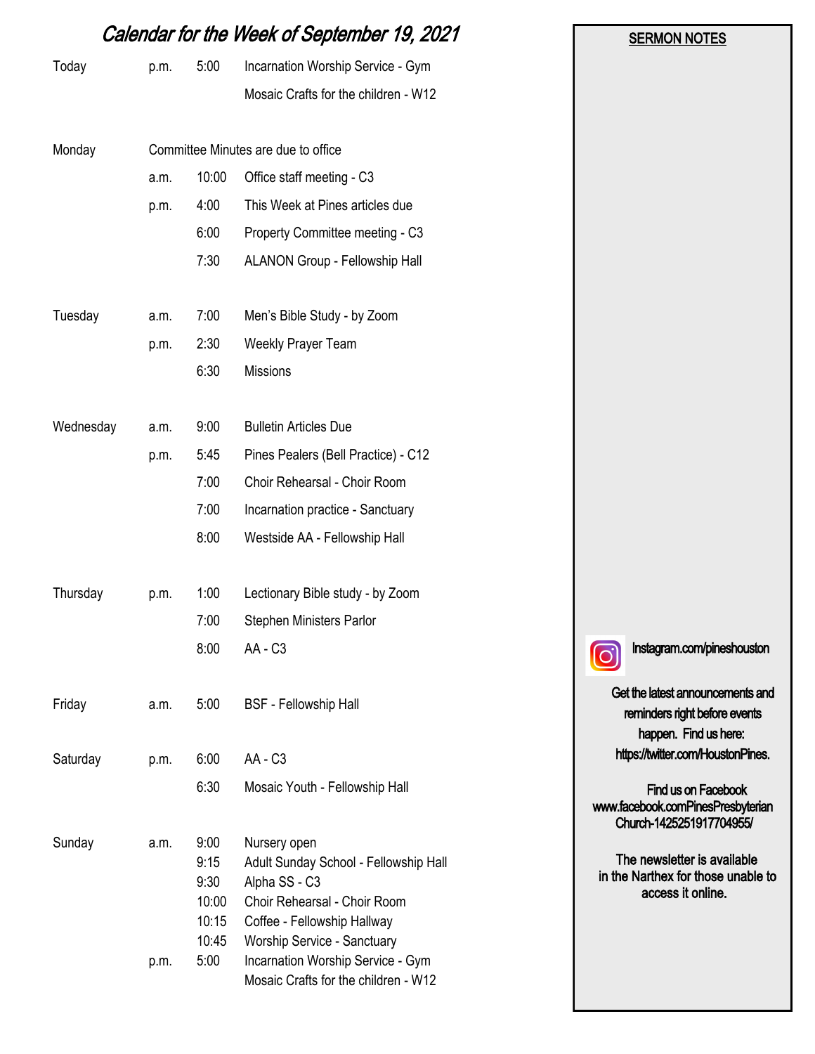# Calendar for the Week of September 19, 2021

| | | | |
|---|---|---|---|
| Today | p.m. | 5:00 | Incarnation Worship Service - Gym |
| | | | Mosaic Crafts for the children - W12 |
| Monday | Committee Minutes are due to office | | |
| | a.m. | 10:00 | Office staff meeting - C3 |
| | p.m. | 4:00 | This Week at Pines articles due |
| | | 6:00 | Property Committee meeting - C3 |
| | | 7:30 | ALANON Group - Fellowship Hall |
| Tuesday | a.m. | 7:00 | Men's Bible Study - by Zoom |
| | p.m. | 2:30 | Weekly Prayer Team |
| | | 6:30 | Missions |
| Wednesday | a.m. | 9:00 | Bulletin Articles Due |
| | p.m. | 5:45 | Pines Pealers (Bell Practice) - C12 |
| | | 7:00 | Choir Rehearsal - Choir Room |
| | | 7:00 | Incarnation practice - Sanctuary |
| | | 8:00 | Westside AA - Fellowship Hall |
| Thursday | p.m. | 1:00 | Lectionary Bible study - by Zoom |
| | | 7:00 | Stephen Ministers Parlor |
| | | 8:00 | AA - C3 |
| Friday | a.m. | 5:00 | BSF - Fellowship Hall |
| Saturday | p.m. | 6:00 | AA - C3 |
| | | 6:30 | Mosaic Youth - Fellowship Hall |
| Sunday | a.m. | 9:00 | Nursery open |
| | | 9:15 | Adult Sunday School - Fellowship Hall |
| | | 9:30 | Alpha SS - C3 |
| | | 10:00 | Choir Rehearsal - Choir Room |
| | | 10:15 | Coffee - Fellowship Hallway |
| | | 10:45 | Worship Service - Sanctuary |
| | p.m. | 5:00 | Incarnation Worship Service - Gym |
| | | | Mosaic Crafts for the children - W12 |

**SERMON NOTES**

Instagram.com/pineshouston

Get the latest announcements and reminders right before events happen. Find us here: https://twitter.com/HoustonPines.

Find us on Facebook
www.facebook.comPinesPresbyterianChurch-1425251917704955/

The newsletter is available in the Narthex for those unable to access it online.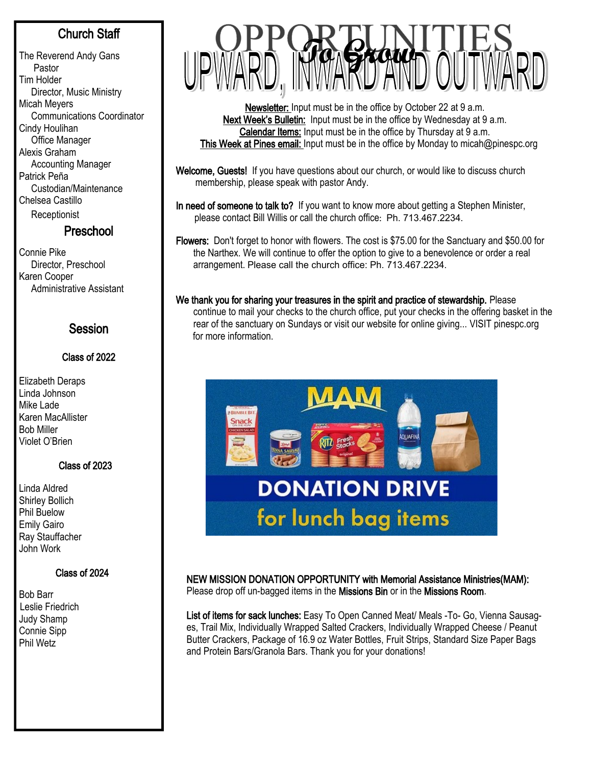## Church Staff

The Reverend Andy Gans
Pastor
Tim Holder
Director, Music Ministry
Micah Meyers
Communications Coordinator
Cindy Houlihan
Office Manager
Alexis Graham
Accounting Manager
Patrick Peña
Custodian/Maintenance
Chelsea Castillo
Receptionist

## Preschool

Connie Pike
Director, Preschool
Karen Cooper
Administrative Assistant

## Session

### Class of 2022

Elizabeth Deraps
Linda Johnson
Mike Lade
Karen MacAllister
Bob Miller
Violet O'Brien

### Class of 2023

Linda Aldred
Shirley Bollich
Phil Buelow
Emily Gairo
Ray Stauffacher
John Work

### Class of 2024

Bob Barr
Leslie Friedrich
Judy Shamp
Connie Sipp
Phil Wetz

# OPPORTUNITIES To Grow UPWARD, INWARD AND OUTWARD

Newsletter: Input must be in the office by October 22 at 9 a.m.
Next Week's Bulletin: Input must be in the office by Wednesday at 9 a.m.
Calendar Items: Input must be in the office by Thursday at 9 a.m.
This Week at Pines email: Input must be in the office by Monday to micah@pinespc.org

**Welcome, Guests!** If you have questions about our church, or would like to discuss church membership, please speak with pastor Andy.

**In need of someone to talk to?** If you want to know more about getting a Stephen Minister, please contact Bill Willis or call the church office: Ph. 713.467.2234.

**Flowers:** Don't forget to honor with flowers. The cost is $75.00 for the Sanctuary and $50.00 for the Narthex. We will continue to offer the option to give to a benevolence or order a real arrangement. Please call the church office: Ph. 713.467.2234.

**We thank you for sharing your treasures in the spirit and practice of stewardship.** Please continue to mail your checks to the church office, put your checks in the offering basket in the rear of the sanctuary on Sundays or visit our website for online giving... VISIT pinespc.org for more information.

MAM
DONATION DRIVE
for lunch bag items

**NEW MISSION DONATION OPPORTUNITY with Memorial Assistance Ministries(MAM):** Please drop off un-bagged items in the **Missions Bin** or in the **Missions Room**.

**List of items for sack lunches:** Easy To Open Canned Meat/ Meals -To- Go, Vienna Sausages, Trail Mix, Individually Wrapped Salted Crackers, Individually Wrapped Cheese / Peanut Butter Crackers, Package of 16.9 oz Water Bottles, Fruit Strips, Standard Size Paper Bags and Protein Bars/Granola Bars. Thank you for your donations!